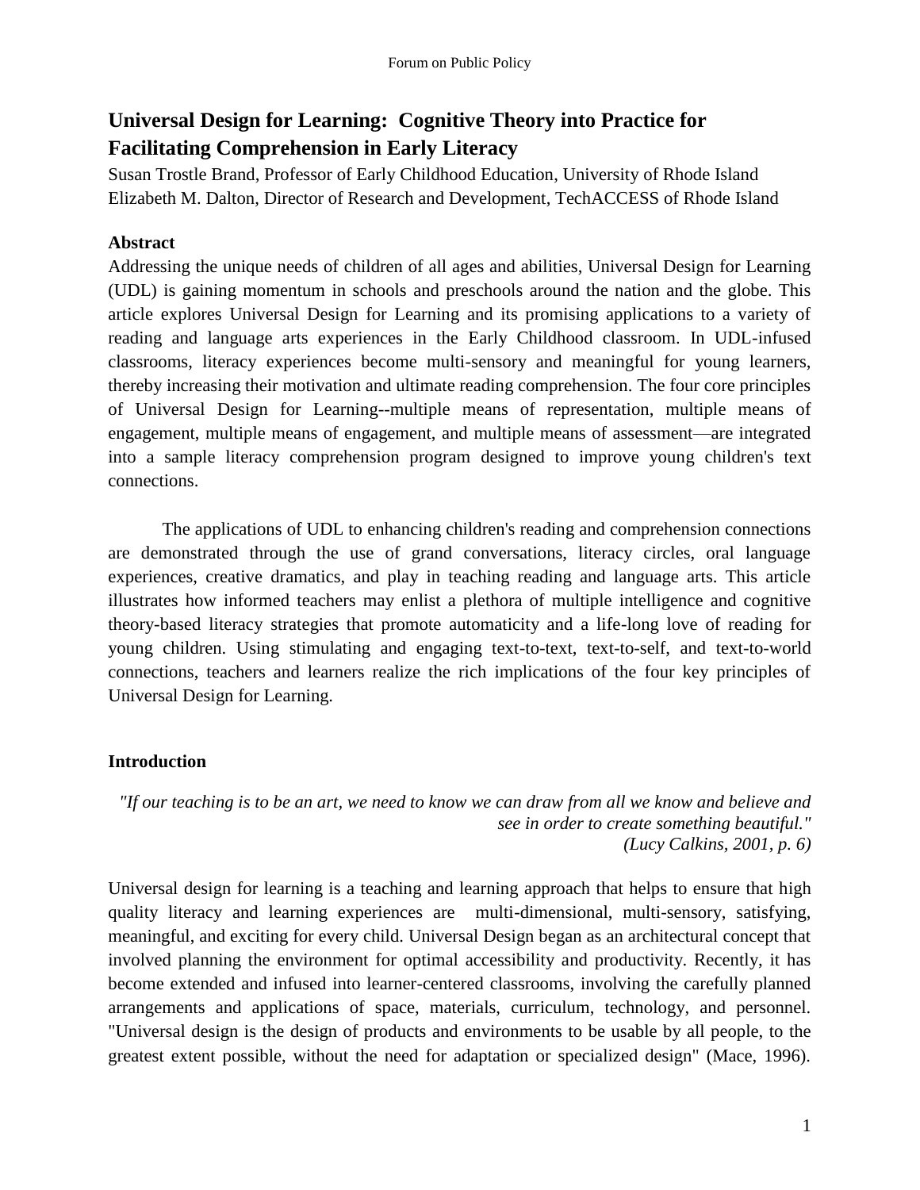# Universal Design for Learning: Cognitive Theory into Practice for Facilitating Comprehension in Early Literacy

Susan Trostle Brand, Professor of Early Childhood Education, University of Rhode Island
Elizabeth M. Dalton, Director of Research and Development, TechACCESS of Rhode Island

## Abstract

Addressing the unique needs of children of all ages and abilities, Universal Design for Learning (UDL) is gaining momentum in schools and preschools around the nation and the globe. This article explores Universal Design for Learning and its promising applications to a variety of reading and language arts experiences in the Early Childhood classroom. In UDL-infused classrooms, literacy experiences become multi-sensory and meaningful for young learners, thereby increasing their motivation and ultimate reading comprehension. The four core principles of Universal Design for Learning--multiple means of representation, multiple means of engagement, multiple means of engagement, and multiple means of assessment—are integrated into a sample literacy comprehension program designed to improve young children's text connections.

The applications of UDL to enhancing children's reading and comprehension connections are demonstrated through the use of grand conversations, literacy circles, oral language experiences, creative dramatics, and play in teaching reading and language arts. This article illustrates how informed teachers may enlist a plethora of multiple intelligence and cognitive theory-based literacy strategies that promote automaticity and a life-long love of reading for young children. Using stimulating and engaging text-to-text, text-to-self, and text-to-world connections, teachers and learners realize the rich implications of the four key principles of Universal Design for Learning.

## Introduction

> *"If our teaching is to be an art, we need to know we can draw from all we know and believe and see in order to create something beautiful."*
> *(Lucy Calkins, 2001, p. 6)*

Universal design for learning is a teaching and learning approach that helps to ensure that high quality literacy and learning experiences are multi-dimensional, multi-sensory, satisfying, meaningful, and exciting for every child. Universal Design began as an architectural concept that involved planning the environment for optimal accessibility and productivity. Recently, it has become extended and infused into learner-centered classrooms, involving the carefully planned arrangements and applications of space, materials, curriculum, technology, and personnel. "Universal design is the design of products and environments to be usable by all people, to the greatest extent possible, without the need for adaptation or specialized design" (Mace, 1996).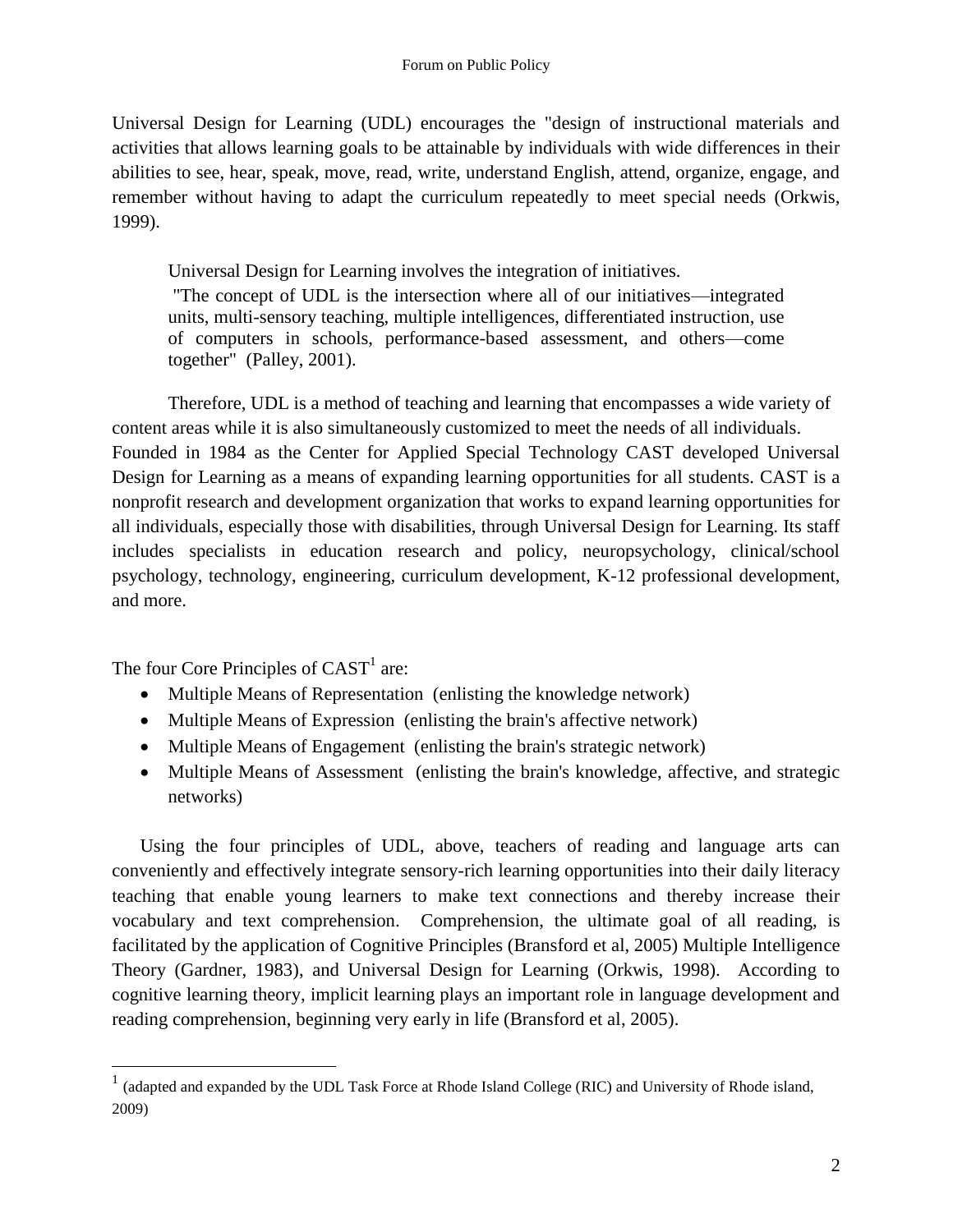Universal Design for Learning (UDL) encourages the "design of instructional materials and activities that allows learning goals to be attainable by individuals with wide differences in their abilities to see, hear, speak, move, read, write, understand English, attend, organize, engage, and remember without having to adapt the curriculum repeatedly to meet special needs (Orkwis, 1999).

> Universal Design for Learning involves the integration of initiatives.
> "The concept of UDL is the intersection where all of our initiatives—integrated units, multi-sensory teaching, multiple intelligences, differentiated instruction, use of computers in schools, performance-based assessment, and others—come together" (Palley, 2001).

Therefore, UDL is a method of teaching and learning that encompasses a wide variety of content areas while it is also simultaneously customized to meet the needs of all individuals. Founded in 1984 as the Center for Applied Special Technology CAST developed Universal Design for Learning as a means of expanding learning opportunities for all students. CAST is a nonprofit research and development organization that works to expand learning opportunities for all individuals, especially those with disabilities, through Universal Design for Learning. Its staff includes specialists in education research and policy, neuropsychology, clinical/school psychology, technology, engineering, curriculum development, K-12 professional development, and more.

The four Core Principles of CAST[1] are:

- Multiple Means of Representation (enlisting the knowledge network)
- Multiple Means of Expression (enlisting the brain's affective network)
- Multiple Means of Engagement (enlisting the brain's strategic network)
- Multiple Means of Assessment (enlisting the brain's knowledge, affective, and strategic networks)

Using the four principles of UDL, above, teachers of reading and language arts can conveniently and effectively integrate sensory-rich learning opportunities into their daily literacy teaching that enable young learners to make text connections and thereby increase their vocabulary and text comprehension. Comprehension, the ultimate goal of all reading, is facilitated by the application of Cognitive Principles (Bransford et al, 2005) Multiple Intelligence Theory (Gardner, 1983), and Universal Design for Learning (Orkwis, 1998). According to cognitive learning theory, implicit learning plays an important role in language development and reading comprehension, beginning very early in life (Bransford et al, 2005).

[1] (adapted and expanded by the UDL Task Force at Rhode Island College (RIC) and University of Rhode island, 2009)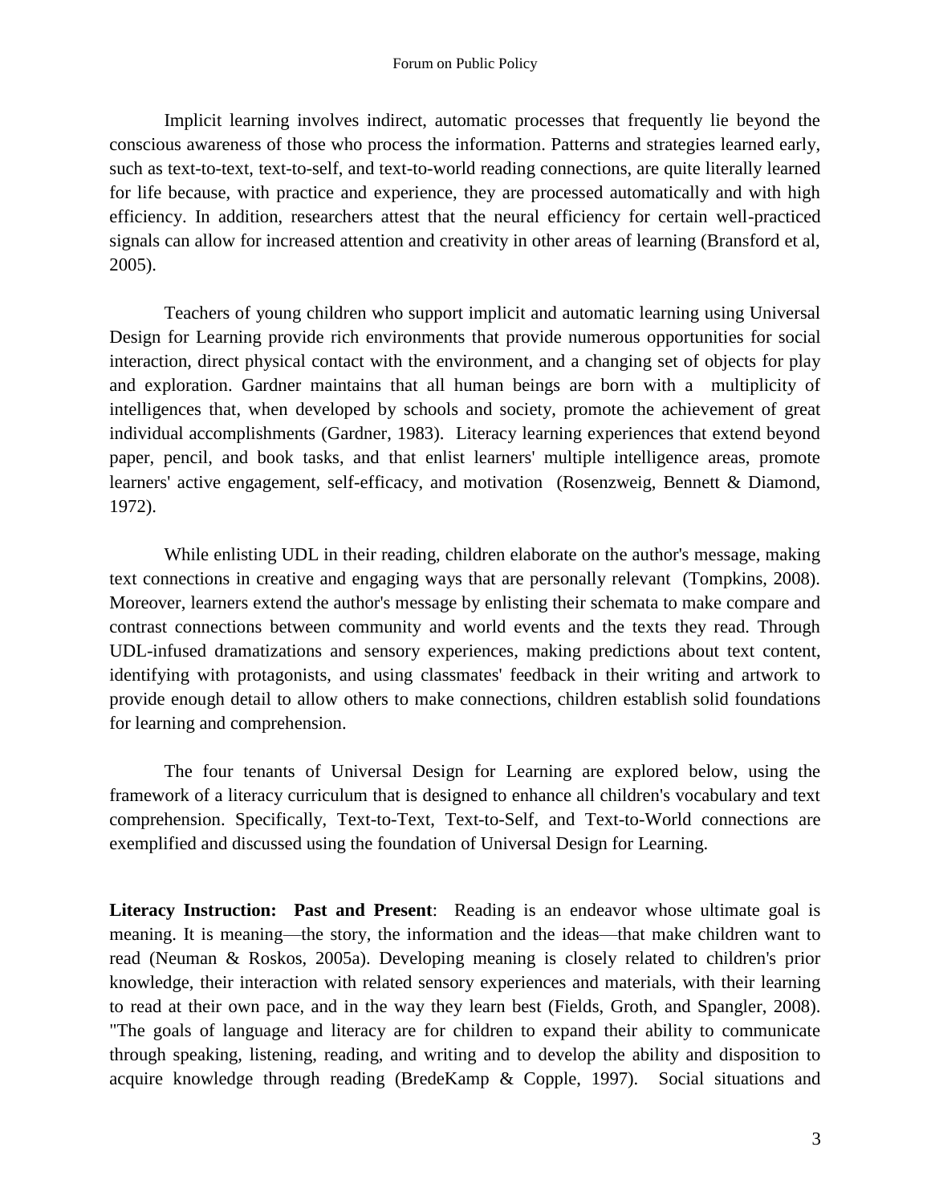Implicit learning involves indirect, automatic processes that frequently lie beyond the conscious awareness of those who process the information. Patterns and strategies learned early, such as text-to-text, text-to-self, and text-to-world reading connections, are quite literally learned for life because, with practice and experience, they are processed automatically and with high efficiency. In addition, researchers attest that the neural efficiency for certain well-practiced signals can allow for increased attention and creativity in other areas of learning (Bransford et al, 2005).

Teachers of young children who support implicit and automatic learning using Universal Design for Learning provide rich environments that provide numerous opportunities for social interaction, direct physical contact with the environment, and a changing set of objects for play and exploration. Gardner maintains that all human beings are born with a multiplicity of intelligences that, when developed by schools and society, promote the achievement of great individual accomplishments (Gardner, 1983). Literacy learning experiences that extend beyond paper, pencil, and book tasks, and that enlist learners' multiple intelligence areas, promote learners' active engagement, self-efficacy, and motivation (Rosenzweig, Bennett & Diamond, 1972).

While enlisting UDL in their reading, children elaborate on the author's message, making text connections in creative and engaging ways that are personally relevant (Tompkins, 2008). Moreover, learners extend the author's message by enlisting their schemata to make compare and contrast connections between community and world events and the texts they read. Through UDL-infused dramatizations and sensory experiences, making predictions about text content, identifying with protagonists, and using classmates' feedback in their writing and artwork to provide enough detail to allow others to make connections, children establish solid foundations for learning and comprehension.

The four tenants of Universal Design for Learning are explored below, using the framework of a literacy curriculum that is designed to enhance all children's vocabulary and text comprehension. Specifically, Text-to-Text, Text-to-Self, and Text-to-World connections are exemplified and discussed using the foundation of Universal Design for Learning.

**Literacy Instruction: Past and Present**: Reading is an endeavor whose ultimate goal is meaning. It is meaning—the story, the information and the ideas—that make children want to read (Neuman & Roskos, 2005a). Developing meaning is closely related to children's prior knowledge, their interaction with related sensory experiences and materials, with their learning to read at their own pace, and in the way they learn best (Fields, Groth, and Spangler, 2008). "The goals of language and literacy are for children to expand their ability to communicate through speaking, listening, reading, and writing and to develop the ability and disposition to acquire knowledge through reading (BredeKamp & Copple, 1997). Social situations and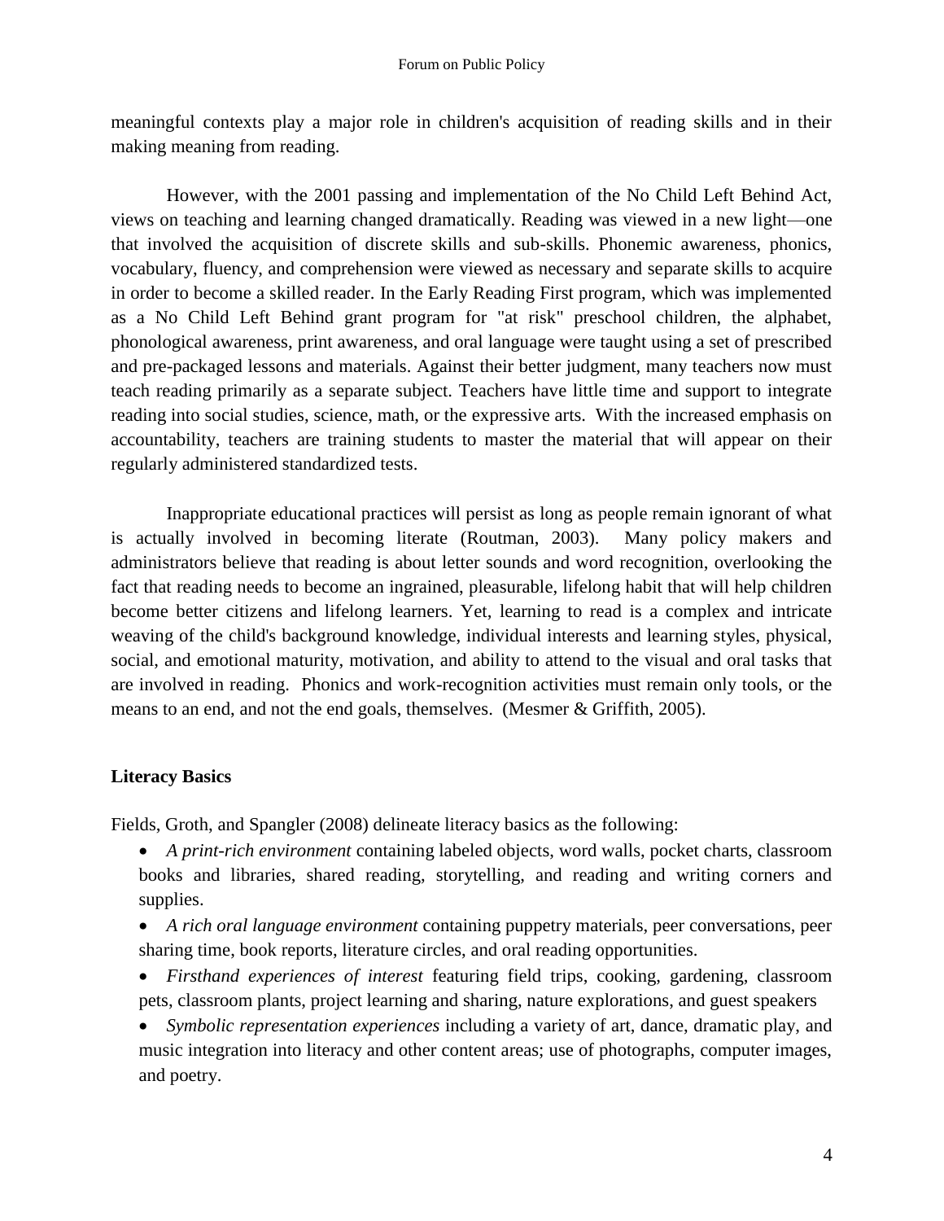meaningful contexts play a major role in children's acquisition of reading skills and in their making meaning from reading.

However, with the 2001 passing and implementation of the No Child Left Behind Act, views on teaching and learning changed dramatically. Reading was viewed in a new light—one that involved the acquisition of discrete skills and sub-skills. Phonemic awareness, phonics, vocabulary, fluency, and comprehension were viewed as necessary and separate skills to acquire in order to become a skilled reader. In the Early Reading First program, which was implemented as a No Child Left Behind grant program for "at risk" preschool children, the alphabet, phonological awareness, print awareness, and oral language were taught using a set of prescribed and pre-packaged lessons and materials. Against their better judgment, many teachers now must teach reading primarily as a separate subject. Teachers have little time and support to integrate reading into social studies, science, math, or the expressive arts. With the increased emphasis on accountability, teachers are training students to master the material that will appear on their regularly administered standardized tests.

Inappropriate educational practices will persist as long as people remain ignorant of what is actually involved in becoming literate (Routman, 2003). Many policy makers and administrators believe that reading is about letter sounds and word recognition, overlooking the fact that reading needs to become an ingrained, pleasurable, lifelong habit that will help children become better citizens and lifelong learners. Yet, learning to read is a complex and intricate weaving of the child's background knowledge, individual interests and learning styles, physical, social, and emotional maturity, motivation, and ability to attend to the visual and oral tasks that are involved in reading. Phonics and work-recognition activities must remain only tools, or the means to an end, and not the end goals, themselves. (Mesmer & Griffith, 2005).

**Literacy Basics**

Fields, Groth, and Spangler (2008) delineate literacy basics as the following:

- *A print-rich environment* containing labeled objects, word walls, pocket charts, classroom books and libraries, shared reading, storytelling, and reading and writing corners and supplies.
- *A rich oral language environment* containing puppetry materials, peer conversations, peer sharing time, book reports, literature circles, and oral reading opportunities.
- *Firsthand experiences of interest* featuring field trips, cooking, gardening, classroom pets, classroom plants, project learning and sharing, nature explorations, and guest speakers
- *Symbolic representation experiences* including a variety of art, dance, dramatic play, and music integration into literacy and other content areas; use of photographs, computer images, and poetry.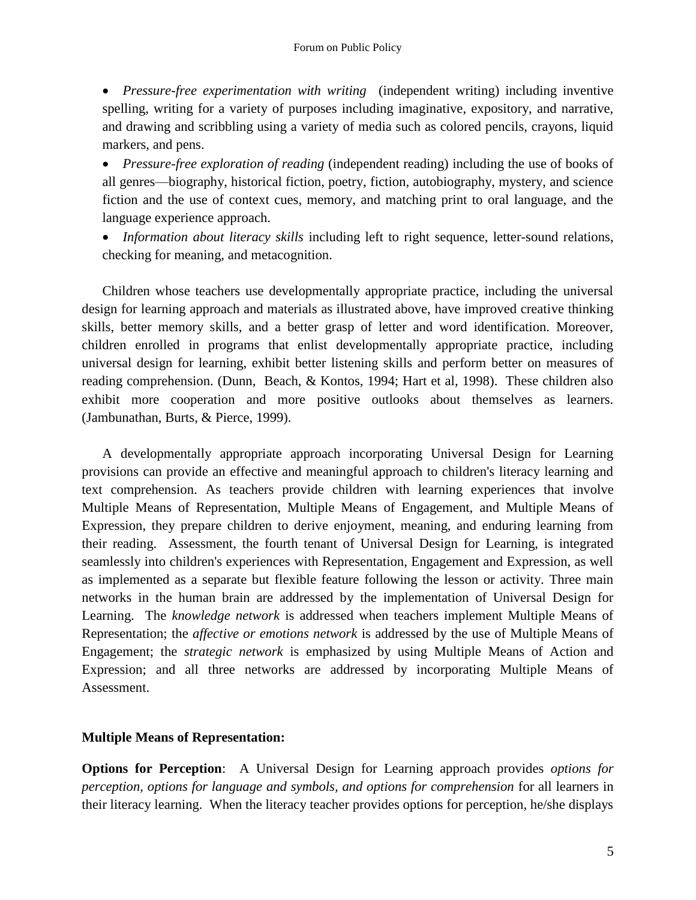- *Pressure-free experimentation with writing* (independent writing) including inventive spelling, writing for a variety of purposes including imaginative, expository, and narrative, and drawing and scribbling using a variety of media such as colored pencils, crayons, liquid markers, and pens.
- *Pressure-free exploration of reading* (independent reading) including the use of books of all genres—biography, historical fiction, poetry, fiction, autobiography, mystery, and science fiction and the use of context cues, memory, and matching print to oral language, and the language experience approach.
- *Information about literacy skills* including left to right sequence, letter-sound relations, checking for meaning, and metacognition.

Children whose teachers use developmentally appropriate practice, including the universal design for learning approach and materials as illustrated above, have improved creative thinking skills, better memory skills, and a better grasp of letter and word identification. Moreover, children enrolled in programs that enlist developmentally appropriate practice, including universal design for learning, exhibit better listening skills and perform better on measures of reading comprehension. (Dunn, Beach, & Kontos, 1994; Hart et al, 1998). These children also exhibit more cooperation and more positive outlooks about themselves as learners. (Jambunathan, Burts, & Pierce, 1999).

A developmentally appropriate approach incorporating Universal Design for Learning provisions can provide an effective and meaningful approach to children's literacy learning and text comprehension. As teachers provide children with learning experiences that involve Multiple Means of Representation, Multiple Means of Engagement, and Multiple Means of Expression, they prepare children to derive enjoyment, meaning, and enduring learning from their reading. Assessment, the fourth tenant of Universal Design for Learning, is integrated seamlessly into children's experiences with Representation, Engagement and Expression, as well as implemented as a separate but flexible feature following the lesson or activity. Three main networks in the human brain are addressed by the implementation of Universal Design for Learning. The *knowledge network* is addressed when teachers implement Multiple Means of Representation; the *affective or emotions network* is addressed by the use of Multiple Means of Engagement; the *strategic network* is emphasized by using Multiple Means of Action and Expression; and all three networks are addressed by incorporating Multiple Means of Assessment.

**Multiple Means of Representation:**

**Options for Perception**: A Universal Design for Learning approach provides *options for perception, options for language and symbols, and options for comprehension* for all learners in their literacy learning. When the literacy teacher provides options for perception, he/she displays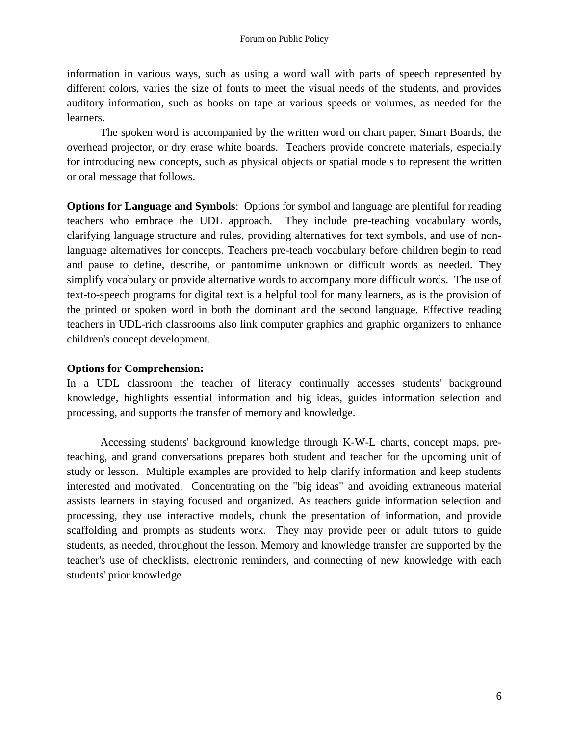information in various ways, such as using a word wall with parts of speech represented by different colors, varies the size of fonts to meet the visual needs of the students, and provides auditory information, such as books on tape at various speeds or volumes, as needed for the learners.

The spoken word is accompanied by the written word on chart paper, Smart Boards, the overhead projector, or dry erase white boards. Teachers provide concrete materials, especially for introducing new concepts, such as physical objects or spatial models to represent the written or oral message that follows.

**Options for Language and Symbols**: Options for symbol and language are plentiful for reading teachers who embrace the UDL approach. They include pre-teaching vocabulary words, clarifying language structure and rules, providing alternatives for text symbols, and use of non-language alternatives for concepts. Teachers pre-teach vocabulary before children begin to read and pause to define, describe, or pantomime unknown or difficult words as needed. They simplify vocabulary or provide alternative words to accompany more difficult words. The use of text-to-speech programs for digital text is a helpful tool for many learners, as is the provision of the printed or spoken word in both the dominant and the second language. Effective reading teachers in UDL-rich classrooms also link computer graphics and graphic organizers to enhance children's concept development.

**Options for Comprehension:**

In a UDL classroom the teacher of literacy continually accesses students' background knowledge, highlights essential information and big ideas, guides information selection and processing, and supports the transfer of memory and knowledge.

Accessing students' background knowledge through K-W-L charts, concept maps, pre-teaching, and grand conversations prepares both student and teacher for the upcoming unit of study or lesson. Multiple examples are provided to help clarify information and keep students interested and motivated. Concentrating on the "big ideas" and avoiding extraneous material assists learners in staying focused and organized. As teachers guide information selection and processing, they use interactive models, chunk the presentation of information, and provide scaffolding and prompts as students work. They may provide peer or adult tutors to guide students, as needed, throughout the lesson. Memory and knowledge transfer are supported by the teacher's use of checklists, electronic reminders, and connecting of new knowledge with each students' prior knowledge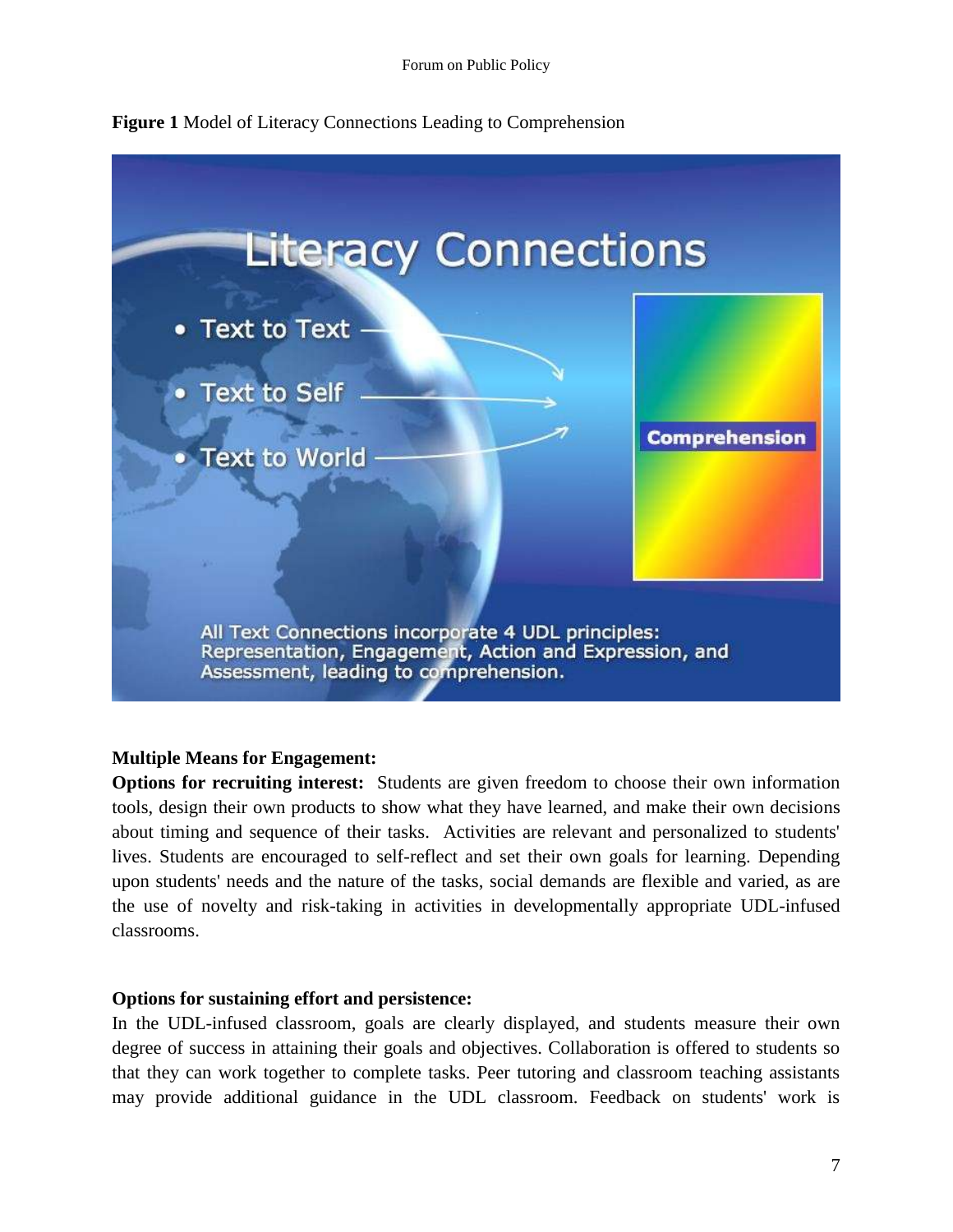**Figure 1** Model of Literacy Connections Leading to Comprehension

**Multiple Means for Engagement:**

**Options for recruiting interest:** Students are given freedom to choose their own information tools, design their own products to show what they have learned, and make their own decisions about timing and sequence of their tasks. Activities are relevant and personalized to students' lives. Students are encouraged to self-reflect and set their own goals for learning. Depending upon students' needs and the nature of the tasks, social demands are flexible and varied, as are the use of novelty and risk-taking in activities in developmentally appropriate UDL-infused classrooms.

**Options for sustaining effort and persistence:**

In the UDL-infused classroom, goals are clearly displayed, and students measure their own degree of success in attaining their goals and objectives. Collaboration is offered to students so that they can work together to complete tasks. Peer tutoring and classroom teaching assistants may provide additional guidance in the UDL classroom. Feedback on students' work is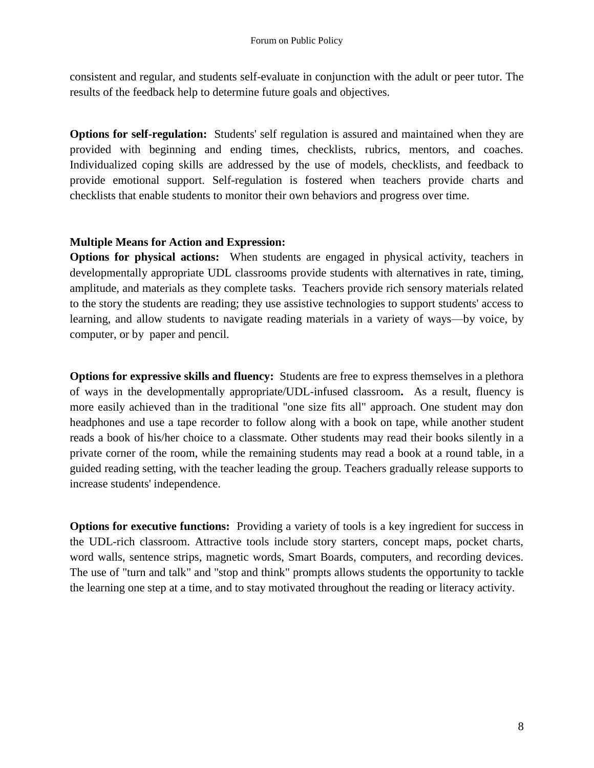consistent and regular, and students self-evaluate in conjunction with the adult or peer tutor. The results of the feedback help to determine future goals and objectives.

**Options for self-regulation:** Students' self regulation is assured and maintained when they are provided with beginning and ending times, checklists, rubrics, mentors, and coaches. Individualized coping skills are addressed by the use of models, checklists, and feedback to provide emotional support. Self-regulation is fostered when teachers provide charts and checklists that enable students to monitor their own behaviors and progress over time.

**Multiple Means for Action and Expression:**

**Options for physical actions:** When students are engaged in physical activity, teachers in developmentally appropriate UDL classrooms provide students with alternatives in rate, timing, amplitude, and materials as they complete tasks. Teachers provide rich sensory materials related to the story the students are reading; they use assistive technologies to support students' access to learning, and allow students to navigate reading materials in a variety of ways—by voice, by computer, or by paper and pencil.

**Options for expressive skills and fluency:** Students are free to express themselves in a plethora of ways in the developmentally appropriate/UDL-infused classroom**.** As a result, fluency is more easily achieved than in the traditional "one size fits all" approach. One student may don headphones and use a tape recorder to follow along with a book on tape, while another student reads a book of his/her choice to a classmate. Other students may read their books silently in a private corner of the room, while the remaining students may read a book at a round table, in a guided reading setting, with the teacher leading the group. Teachers gradually release supports to increase students' independence.

**Options for executive functions:** Providing a variety of tools is a key ingredient for success in the UDL-rich classroom. Attractive tools include story starters, concept maps, pocket charts, word walls, sentence strips, magnetic words, Smart Boards, computers, and recording devices. The use of "turn and talk" and "stop and think" prompts allows students the opportunity to tackle the learning one step at a time, and to stay motivated throughout the reading or literacy activity.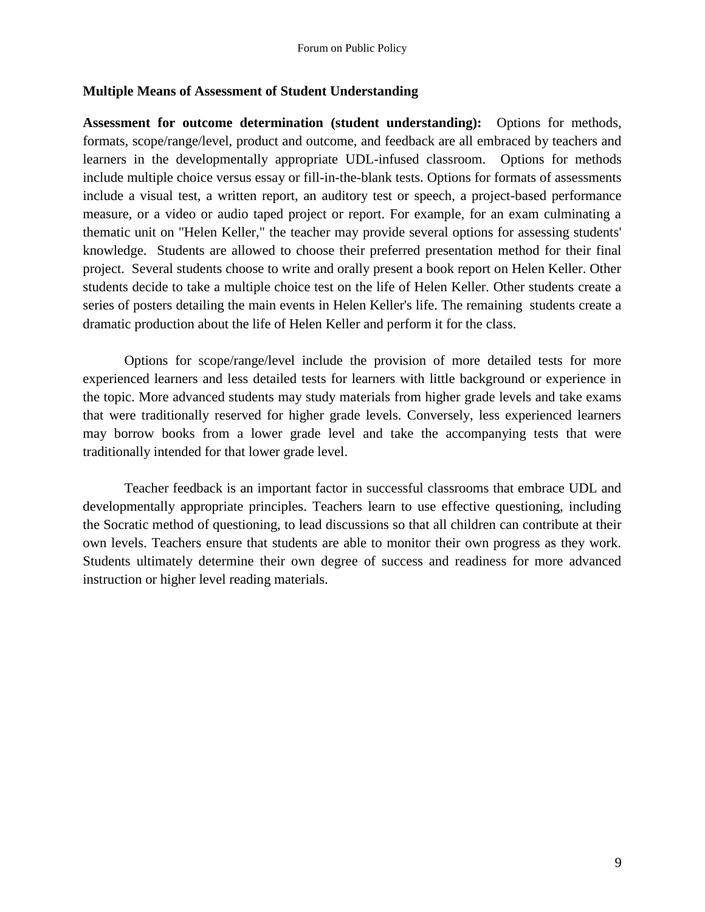### Multiple Means of Assessment of Student Understanding

**Assessment for outcome determination (student understanding):** Options for methods, formats, scope/range/level, product and outcome, and feedback are all embraced by teachers and learners in the developmentally appropriate UDL-infused classroom. Options for methods include multiple choice versus essay or fill-in-the-blank tests. Options for formats of assessments include a visual test, a written report, an auditory test or speech, a project-based performance measure, or a video or audio taped project or report. For example, for an exam culminating a thematic unit on "Helen Keller," the teacher may provide several options for assessing students' knowledge. Students are allowed to choose their preferred presentation method for their final project. Several students choose to write and orally present a book report on Helen Keller. Other students decide to take a multiple choice test on the life of Helen Keller. Other students create a series of posters detailing the main events in Helen Keller's life. The remaining students create a dramatic production about the life of Helen Keller and perform it for the class.

Options for scope/range/level include the provision of more detailed tests for more experienced learners and less detailed tests for learners with little background or experience in the topic. More advanced students may study materials from higher grade levels and take exams that were traditionally reserved for higher grade levels. Conversely, less experienced learners may borrow books from a lower grade level and take the accompanying tests that were traditionally intended for that lower grade level.

Teacher feedback is an important factor in successful classrooms that embrace UDL and developmentally appropriate principles. Teachers learn to use effective questioning, including the Socratic method of questioning, to lead discussions so that all children can contribute at their own levels. Teachers ensure that students are able to monitor their own progress as they work. Students ultimately determine their own degree of success and readiness for more advanced instruction or higher level reading materials.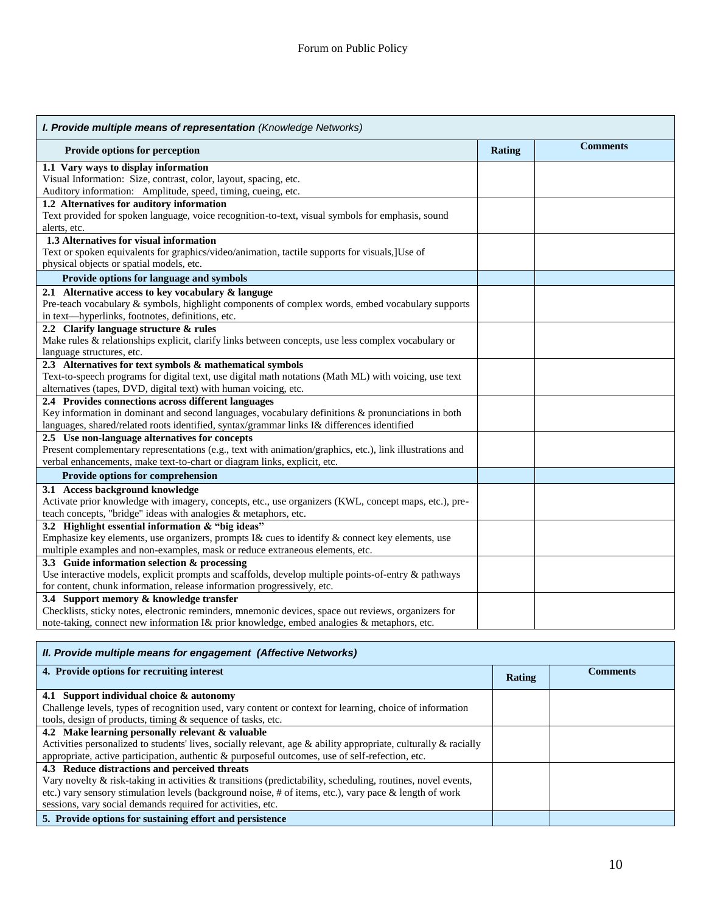| *I. Provide multiple means of representation* (Knowledge Networks) | | |
|---|---|---|
| **Provide options for perception** | **Rating** | **Comments** |
| **1.1 Vary ways to display information**<br>Visual Information: Size, contrast, color, layout, spacing, etc.<br>Auditory information: Amplitude, speed, timing, cueing, etc. | | |
| **1.2 Alternatives for auditory information**<br>Text provided for spoken language, voice recognition-to-text, visual symbols for emphasis, sound alerts, etc. | | |
| **1.3 Alternatives for visual information**<br>Text or spoken equivalents for graphics/video/animation, tactile supports for visuals,]Use of physical objects or spatial models, etc. | | |
| **Provide options for language and symbols** | | |
| **2.1 Alternative access to key vocabulary & languge**<br>Pre-teach vocabulary & symbols, highlight components of complex words, embed vocabulary supports in text—hyperlinks, footnotes, definitions, etc. | | |
| **2.2 Clarify language structure & rules**<br>Make rules & relationships explicit, clarify links between concepts, use less complex vocabulary or language structures, etc. | | |
| **2.3 Alternatives for text symbols & mathematical symbols**<br>Text-to-speech programs for digital text, use digital math notations (Math ML) with voicing, use text alternatives (tapes, DVD, digital text) with human voicing, etc. | | |
| **2.4 Provides connections across different languages**<br>Key information in dominant and second languages, vocabulary definitions & pronunciations in both languages, shared/related roots identified, syntax/grammar links I& differences identified | | |
| **2.5 Use non-language alternatives for concepts**<br>Present complementary representations (e.g., text with animation/graphics, etc.), link illustrations and verbal enhancements, make text-to-chart or diagram links, explicit, etc. | | |
| **Provide options for comprehension** | | |
| **3.1 Access background knowledge**<br>Activate prior knowledge with imagery, concepts, etc., use organizers (KWL, concept maps, etc.), pre-teach concepts, "bridge" ideas with analogies & metaphors, etc. | | |
| **3.2 Highlight essential information & "big ideas"**<br>Emphasize key elements, use organizers, prompts I& cues to identify & connect key elements, use multiple examples and non-examples, mask or reduce extraneous elements, etc. | | |
| **3.3 Guide information selection & processing**<br>Use interactive models, explicit prompts and scaffolds, develop multiple points-of-entry & pathways for content, chunk information, release information progressively, etc. | | |
| **3.4 Support memory & knowledge transfer**<br>Checklists, sticky notes, electronic reminders, mnemonic devices, space out reviews, organizers for note-taking, connect new information I& prior knowledge, embed analogies & metaphors, etc. | | |

| ***II. Provide multiple means for engagement (Affective Networks)*** | | |
|---|---|---|
| **4. Provide options for recruiting interest** | **Rating** | **Comments** |
| **4.1 Support individual choice & autonomy**<br>Challenge levels, types of recognition used, vary content or context for learning, choice of information tools, design of products, timing & sequence of tasks, etc. | | |
| **4.2 Make learning personally relevant & valuable**<br>Activities personalized to students' lives, socially relevant, age & ability appropriate, culturally & racially appropriate, active participation, authentic & purposeful outcomes, use of self-refection, etc. | | |
| **4.3 Reduce distractions and perceived threats**<br>Vary novelty & risk-taking in activities & transitions (predictability, scheduling, routines, novel events, etc.) vary sensory stimulation levels (background noise, # of items, etc.), vary pace & length of work sessions, vary social demands required for activities, etc. | | |
| **5. Provide options for sustaining effort and persistence** | | |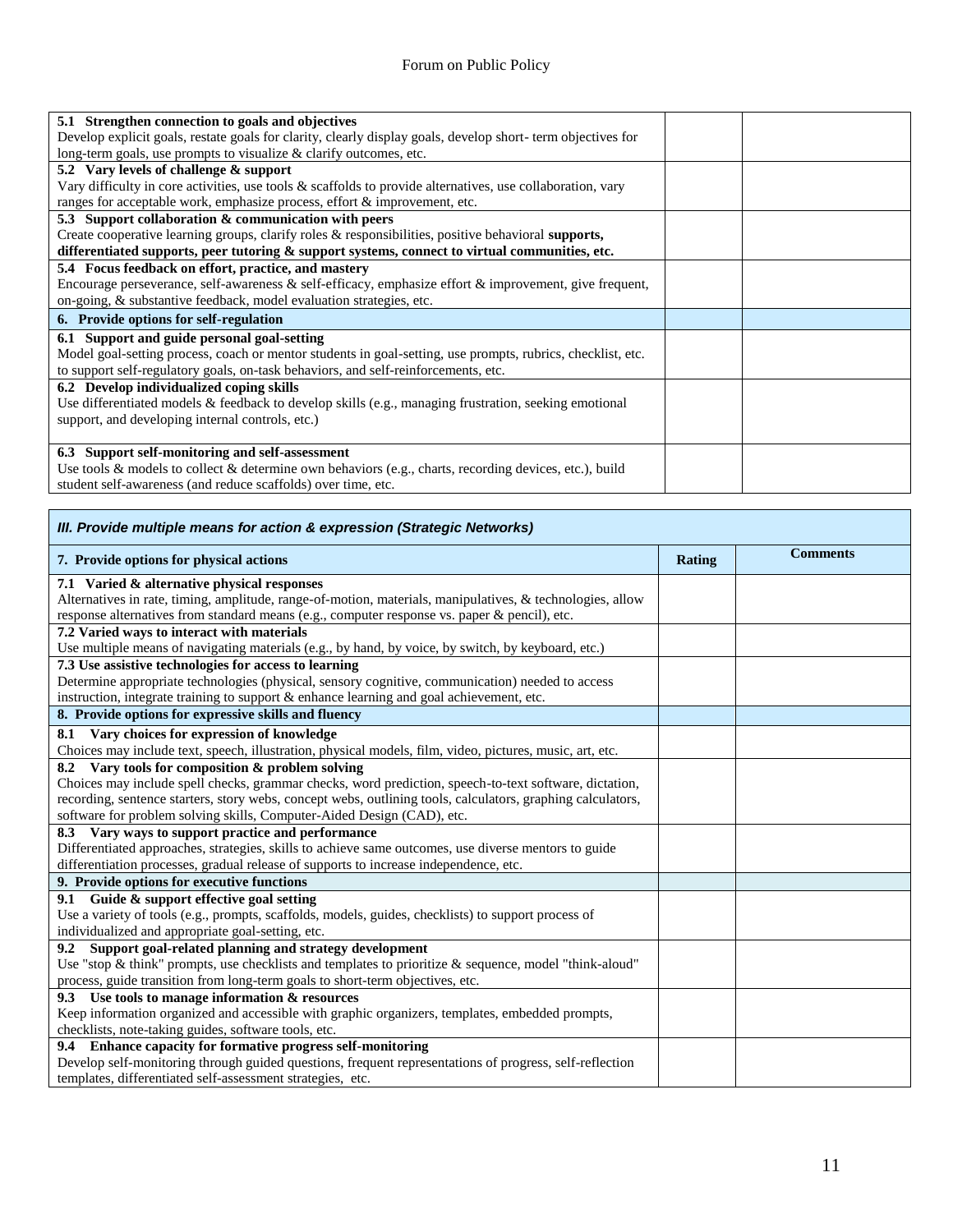| | | |
|---|---|---|
| **5.1 Strengthen connection to goals and objectives**<br>Develop explicit goals, restate goals for clarity, clearly display goals, develop short- term objectives for long-term goals, use prompts to visualize & clarify outcomes, etc. | | |
| **5.2 Vary levels of challenge & support**<br>Vary difficulty in core activities, use tools & scaffolds to provide alternatives, use collaboration, vary ranges for acceptable work, emphasize process, effort & improvement, etc. | | |
| **5.3 Support collaboration & communication with peers**<br>Create cooperative learning groups, clarify roles & responsibilities, positive behavioral **supports, differentiated supports, peer tutoring & support systems, connect to virtual communities, etc.** | | |
| **5.4 Focus feedback on effort, practice, and mastery**<br>Encourage perseverance, self-awareness & self-efficacy, emphasize effort & improvement, give frequent, on-going, & substantive feedback, model evaluation strategies, etc. | | |
| **6. Provide options for self-regulation** | | |
| **6.1 Support and guide personal goal-setting**<br>Model goal-setting process, coach or mentor students in goal-setting, use prompts, rubrics, checklist, etc. to support self-regulatory goals, on-task behaviors, and self-reinforcements, etc. | | |
| **6.2 Develop individualized coping skills**<br>Use differentiated models & feedback to develop skills (e.g., managing frustration, seeking emotional support, and developing internal controls, etc.) | | |
| **6.3 Support self-monitoring and self-assessment**<br>Use tools & models to collect & determine own behaviors (e.g., charts, recording devices, etc.), build student self-awareness (and reduce scaffolds) over time, etc. | | |

| ***III. Provide multiple means for action & expression (Strategic Networks)*** | | |
|---|---|---|
| **7. Provide options for physical actions** | **Rating** | **Comments** |
| **7.1 Varied & alternative physical responses**<br>Alternatives in rate, timing, amplitude, range-of-motion, materials, manipulatives, & technologies, allow response alternatives from standard means (e.g., computer response vs. paper & pencil), etc. | | |
| **7.2 Varied ways to interact with materials**<br>Use multiple means of navigating materials (e.g., by hand, by voice, by switch, by keyboard, etc.) | | |
| **7.3 Use assistive technologies for access to learning**<br>Determine appropriate technologies (physical, sensory cognitive, communication) needed to access instruction, integrate training to support & enhance learning and goal achievement, etc. | | |
| **8. Provide options for expressive skills and fluency** | | |
| **8.1 Vary choices for expression of knowledge**<br>Choices may include text, speech, illustration, physical models, film, video, pictures, music, art, etc. | | |
| **8.2 Vary tools for composition & problem solving**<br>Choices may include spell checks, grammar checks, word prediction, speech-to-text software, dictation, recording, sentence starters, story webs, concept webs, outlining tools, calculators, graphing calculators, software for problem solving skills, Computer-Aided Design (CAD), etc. | | |
| **8.3 Vary ways to support practice and performance**<br>Differentiated approaches, strategies, skills to achieve same outcomes, use diverse mentors to guide differentiation processes, gradual release of supports to increase independence, etc. | | |
| **9. Provide options for executive functions** | | |
| **9.1 Guide & support effective goal setting**<br>Use a variety of tools (e.g., prompts, scaffolds, models, guides, checklists) to support process of individualized and appropriate goal-setting, etc. | | |
| **9.2 Support goal-related planning and strategy development**<br>Use "stop & think" prompts, use checklists and templates to prioritize & sequence, model "think-aloud" process, guide transition from long-term goals to short-term objectives, etc. | | |
| **9.3 Use tools to manage information & resources**<br>Keep information organized and accessible with graphic organizers, templates, embedded prompts, checklists, note-taking guides, software tools, etc. | | |
| **9.4 Enhance capacity for formative progress self-monitoring**<br>Develop self-monitoring through guided questions, frequent representations of progress, self-reflection templates, differentiated self-assessment strategies, etc. | | |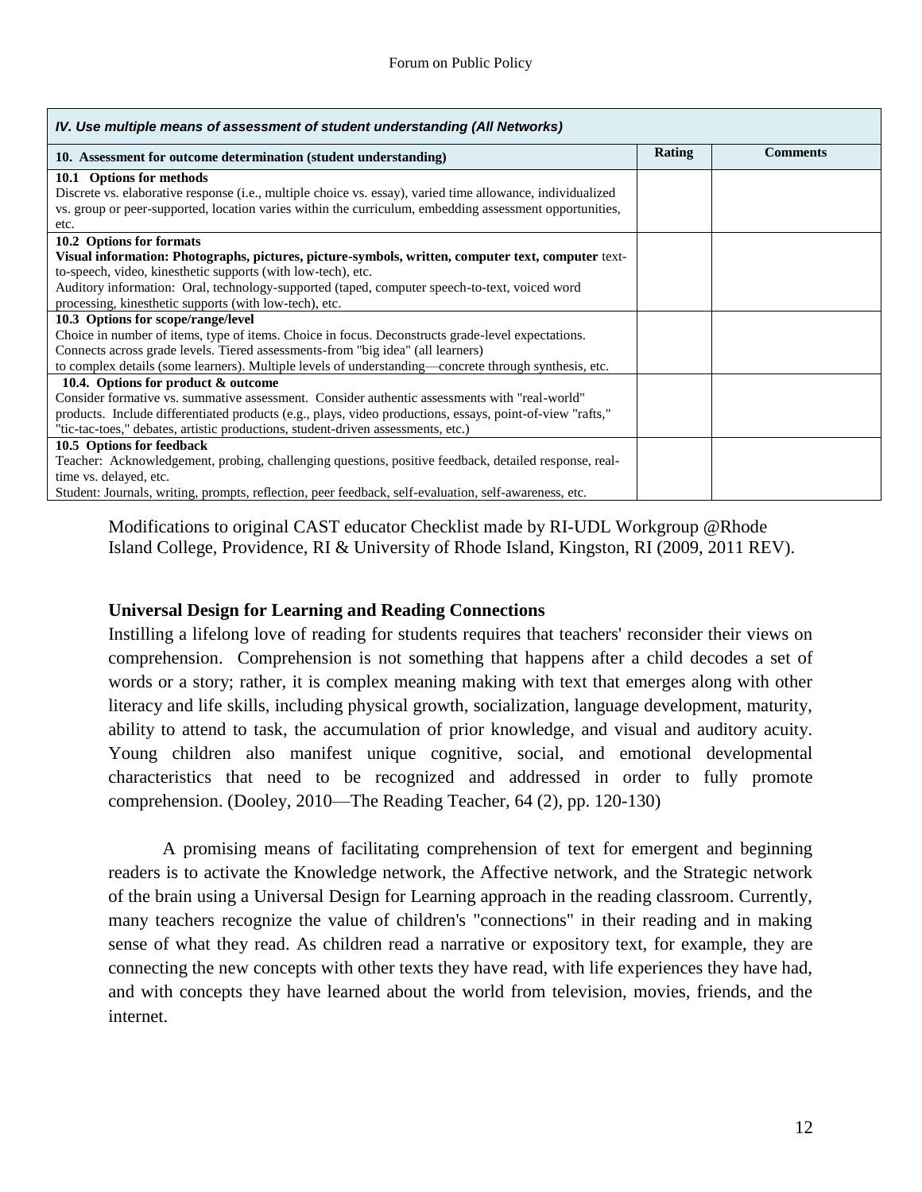| *IV. Use multiple means of assessment of student understanding (All Networks)* | | |
|---|---|---|
| **10. Assessment for outcome determination (student understanding)** | **Rating** | **Comments** |
| **10.1 Options for methods**<br>Discrete vs. elaborative response (i.e., multiple choice vs. essay), varied time allowance, individualized vs. group or peer-supported, location varies within the curriculum, embedding assessment opportunities, etc. | | |
| **10.2 Options for formats**<br>**Visual information: Photographs, pictures, picture-symbols, written, computer text, computer** text-to-speech, video, kinesthetic supports (with low-tech), etc.<br>Auditory information: Oral, technology-supported (taped, computer speech-to-text, voiced word processing, kinesthetic supports (with low-tech), etc. | | |
| **10.3 Options for scope/range/level**<br>Choice in number of items, type of items. Choice in focus. Deconstructs grade-level expectations. Connects across grade levels. Tiered assessments-from "big idea" (all learners) to complex details (some learners). Multiple levels of understanding—concrete through synthesis, etc. | | |
| **10.4. Options for product & outcome**<br>Consider formative vs. summative assessment. Consider authentic assessments with "real-world" products. Include differentiated products (e.g., plays, video productions, essays, point-of-view "rafts," "tic-tac-toes," debates, artistic productions, student-driven assessments, etc.) | | |
| **10.5 Options for feedback**<br>Teacher: Acknowledgement, probing, challenging questions, positive feedback, detailed response, real-time vs. delayed, etc.<br>Student: Journals, writing, prompts, reflection, peer feedback, self-evaluation, self-awareness, etc. | | |

Modifications to original CAST educator Checklist made by RI-UDL Workgroup @Rhode Island College, Providence, RI & University of Rhode Island, Kingston, RI (2009, 2011 REV).

**Universal Design for Learning and Reading Connections**

Instilling a lifelong love of reading for students requires that teachers' reconsider their views on comprehension. Comprehension is not something that happens after a child decodes a set of words or a story; rather, it is complex meaning making with text that emerges along with other literacy and life skills, including physical growth, socialization, language development, maturity, ability to attend to task, the accumulation of prior knowledge, and visual and auditory acuity. Young children also manifest unique cognitive, social, and emotional developmental characteristics that need to be recognized and addressed in order to fully promote comprehension. (Dooley, 2010—The Reading Teacher, 64 (2), pp. 120-130)

A promising means of facilitating comprehension of text for emergent and beginning readers is to activate the Knowledge network, the Affective network, and the Strategic network of the brain using a Universal Design for Learning approach in the reading classroom. Currently, many teachers recognize the value of children's "connections" in their reading and in making sense of what they read. As children read a narrative or expository text, for example, they are connecting the new concepts with other texts they have read, with life experiences they have had, and with concepts they have learned about the world from television, movies, friends, and the internet.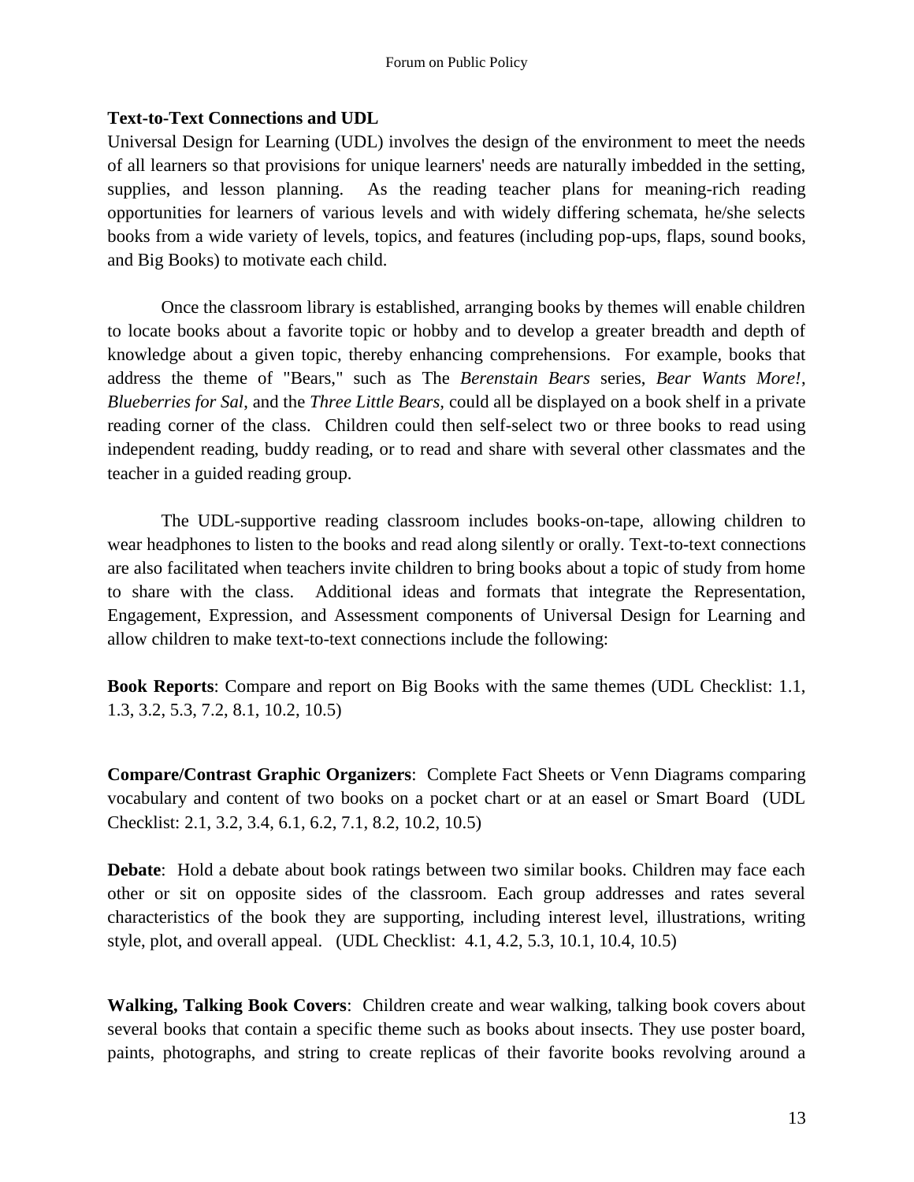**Text-to-Text Connections and UDL**

Universal Design for Learning (UDL) involves the design of the environment to meet the needs of all learners so that provisions for unique learners' needs are naturally imbedded in the setting, supplies, and lesson planning. As the reading teacher plans for meaning-rich reading opportunities for learners of various levels and with widely differing schemata, he/she selects books from a wide variety of levels, topics, and features (including pop-ups, flaps, sound books, and Big Books) to motivate each child.

Once the classroom library is established, arranging books by themes will enable children to locate books about a favorite topic or hobby and to develop a greater breadth and depth of knowledge about a given topic, thereby enhancing comprehensions. For example, books that address the theme of "Bears," such as The *Berenstain Bears* series, *Bear Wants More!*, *Blueberries for Sal*, and the *Three Little Bears*, could all be displayed on a book shelf in a private reading corner of the class. Children could then self-select two or three books to read using independent reading, buddy reading, or to read and share with several other classmates and the teacher in a guided reading group.

The UDL-supportive reading classroom includes books-on-tape, allowing children to wear headphones to listen to the books and read along silently or orally. Text-to-text connections are also facilitated when teachers invite children to bring books about a topic of study from home to share with the class. Additional ideas and formats that integrate the Representation, Engagement, Expression, and Assessment components of Universal Design for Learning and allow children to make text-to-text connections include the following:

**Book Reports**: Compare and report on Big Books with the same themes (UDL Checklist: 1.1, 1.3, 3.2, 5.3, 7.2, 8.1, 10.2, 10.5)

**Compare/Contrast Graphic Organizers**: Complete Fact Sheets or Venn Diagrams comparing vocabulary and content of two books on a pocket chart or at an easel or Smart Board (UDL Checklist: 2.1, 3.2, 3.4, 6.1, 6.2, 7.1, 8.2, 10.2, 10.5)

**Debate**: Hold a debate about book ratings between two similar books. Children may face each other or sit on opposite sides of the classroom. Each group addresses and rates several characteristics of the book they are supporting, including interest level, illustrations, writing style, plot, and overall appeal. (UDL Checklist: 4.1, 4.2, 5.3, 10.1, 10.4, 10.5)

**Walking, Talking Book Covers**: Children create and wear walking, talking book covers about several books that contain a specific theme such as books about insects. They use poster board, paints, photographs, and string to create replicas of their favorite books revolving around a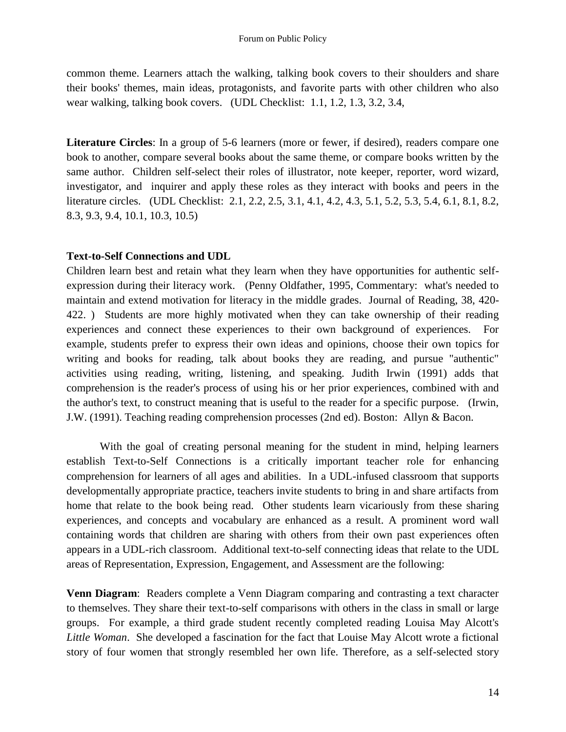common theme. Learners attach the walking, talking book covers to their shoulders and share their books' themes, main ideas, protagonists, and favorite parts with other children who also wear walking, talking book covers. (UDL Checklist: 1.1, 1.2, 1.3, 3.2, 3.4,

**Literature Circles**: In a group of 5-6 learners (more or fewer, if desired), readers compare one book to another, compare several books about the same theme, or compare books written by the same author. Children self-select their roles of illustrator, note keeper, reporter, word wizard, investigator, and inquirer and apply these roles as they interact with books and peers in the literature circles. (UDL Checklist: 2.1, 2.2, 2.5, 3.1, 4.1, 4.2, 4.3, 5.1, 5.2, 5.3, 5.4, 6.1, 8.1, 8.2, 8.3, 9.3, 9.4, 10.1, 10.3, 10.5)

**Text-to-Self Connections and UDL**

Children learn best and retain what they learn when they have opportunities for authentic self-expression during their literacy work. (Penny Oldfather, 1995, Commentary: what's needed to maintain and extend motivation for literacy in the middle grades. Journal of Reading, 38, 420-422. ) Students are more highly motivated when they can take ownership of their reading experiences and connect these experiences to their own background of experiences. For example, students prefer to express their own ideas and opinions, choose their own topics for writing and books for reading, talk about books they are reading, and pursue "authentic" activities using reading, writing, listening, and speaking. Judith Irwin (1991) adds that comprehension is the reader's process of using his or her prior experiences, combined with and the author's text, to construct meaning that is useful to the reader for a specific purpose. (Irwin, J.W. (1991). Teaching reading comprehension processes (2nd ed). Boston: Allyn & Bacon.

With the goal of creating personal meaning for the student in mind, helping learners establish Text-to-Self Connections is a critically important teacher role for enhancing comprehension for learners of all ages and abilities. In a UDL-infused classroom that supports developmentally appropriate practice, teachers invite students to bring in and share artifacts from home that relate to the book being read. Other students learn vicariously from these sharing experiences, and concepts and vocabulary are enhanced as a result. A prominent word wall containing words that children are sharing with others from their own past experiences often appears in a UDL-rich classroom. Additional text-to-self connecting ideas that relate to the UDL areas of Representation, Expression, Engagement, and Assessment are the following:

**Venn Diagram**: Readers complete a Venn Diagram comparing and contrasting a text character to themselves. They share their text-to-self comparisons with others in the class in small or large groups. For example, a third grade student recently completed reading Louisa May Alcott's *Little Woman*. She developed a fascination for the fact that Louise May Alcott wrote a fictional story of four women that strongly resembled her own life. Therefore, as a self-selected story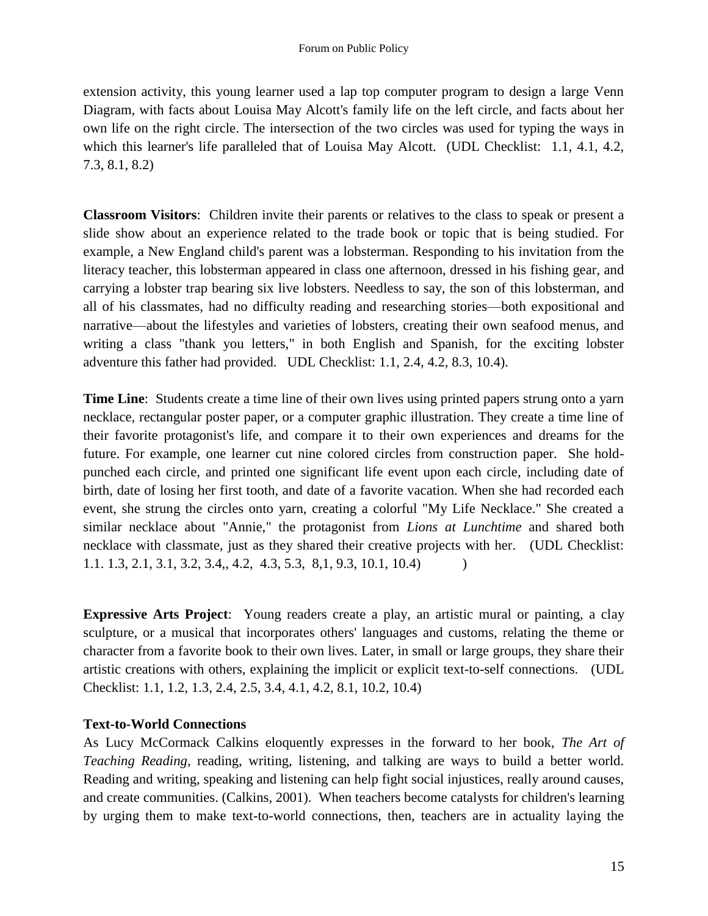extension activity, this young learner used a lap top computer program to design a large Venn Diagram, with facts about Louisa May Alcott's family life on the left circle, and facts about her own life on the right circle. The intersection of the two circles was used for typing the ways in which this learner's life paralleled that of Louisa May Alcott. (UDL Checklist: 1.1, 4.1, 4.2, 7.3, 8.1, 8.2)

**Classroom Visitors**: Children invite their parents or relatives to the class to speak or present a slide show about an experience related to the trade book or topic that is being studied. For example, a New England child's parent was a lobsterman. Responding to his invitation from the literacy teacher, this lobsterman appeared in class one afternoon, dressed in his fishing gear, and carrying a lobster trap bearing six live lobsters. Needless to say, the son of this lobsterman, and all of his classmates, had no difficulty reading and researching stories—both expositional and narrative—about the lifestyles and varieties of lobsters, creating their own seafood menus, and writing a class "thank you letters," in both English and Spanish, for the exciting lobster adventure this father had provided. UDL Checklist: 1.1, 2.4, 4.2, 8.3, 10.4).

**Time Line**: Students create a time line of their own lives using printed papers strung onto a yarn necklace, rectangular poster paper, or a computer graphic illustration. They create a time line of their favorite protagonist's life, and compare it to their own experiences and dreams for the future. For example, one learner cut nine colored circles from construction paper. She hold-punched each circle, and printed one significant life event upon each circle, including date of birth, date of losing her first tooth, and date of a favorite vacation. When she had recorded each event, she strung the circles onto yarn, creating a colorful "My Life Necklace." She created a similar necklace about "Annie," the protagonist from *Lions at Lunchtime* and shared both necklace with classmate, just as they shared their creative projects with her. (UDL Checklist: 1.1. 1.3, 2.1, 3.1, 3.2, 3.4,, 4.2, 4.3, 5.3, 8,1, 9.3, 10.1, 10.4) )

**Expressive Arts Project**: Young readers create a play, an artistic mural or painting, a clay sculpture, or a musical that incorporates others' languages and customs, relating the theme or character from a favorite book to their own lives. Later, in small or large groups, they share their artistic creations with others, explaining the implicit or explicit text-to-self connections. (UDL Checklist: 1.1, 1.2, 1.3, 2.4, 2.5, 3.4, 4.1, 4.2, 8.1, 10.2, 10.4)

**Text-to-World Connections**

As Lucy McCormack Calkins eloquently expresses in the forward to her book, *The Art of Teaching Reading*, reading, writing, listening, and talking are ways to build a better world. Reading and writing, speaking and listening can help fight social injustices, really around causes, and create communities. (Calkins, 2001). When teachers become catalysts for children's learning by urging them to make text-to-world connections, then, teachers are in actuality laying the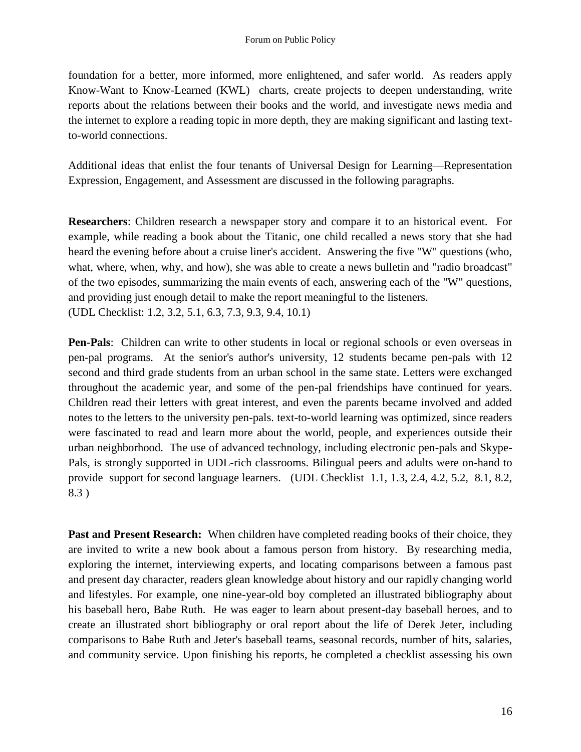foundation for a better, more informed, more enlightened, and safer world. As readers apply Know-Want to Know-Learned (KWL) charts, create projects to deepen understanding, write reports about the relations between their books and the world, and investigate news media and the internet to explore a reading topic in more depth, they are making significant and lasting text-to-world connections.

Additional ideas that enlist the four tenants of Universal Design for Learning—Representation Expression, Engagement, and Assessment are discussed in the following paragraphs.

**Researchers**: Children research a newspaper story and compare it to an historical event. For example, while reading a book about the Titanic, one child recalled a news story that she had heard the evening before about a cruise liner's accident. Answering the five "W" questions (who, what, where, when, why, and how), she was able to create a news bulletin and "radio broadcast" of the two episodes, summarizing the main events of each, answering each of the "W" questions, and providing just enough detail to make the report meaningful to the listeners.
(UDL Checklist: 1.2, 3.2, 5.1, 6.3, 7.3, 9.3, 9.4, 10.1)

**Pen-Pals**: Children can write to other students in local or regional schools or even overseas in pen-pal programs. At the senior's author's university, 12 students became pen-pals with 12 second and third grade students from an urban school in the same state. Letters were exchanged throughout the academic year, and some of the pen-pal friendships have continued for years. Children read their letters with great interest, and even the parents became involved and added notes to the letters to the university pen-pals. text-to-world learning was optimized, since readers were fascinated to read and learn more about the world, people, and experiences outside their urban neighborhood. The use of advanced technology, including electronic pen-pals and Skype-Pals, is strongly supported in UDL-rich classrooms. Bilingual peers and adults were on-hand to provide support for second language learners. (UDL Checklist 1.1, 1.3, 2.4, 4.2, 5.2, 8.1, 8.2, 8.3 )

**Past and Present Research:** When children have completed reading books of their choice, they are invited to write a new book about a famous person from history. By researching media, exploring the internet, interviewing experts, and locating comparisons between a famous past and present day character, readers glean knowledge about history and our rapidly changing world and lifestyles. For example, one nine-year-old boy completed an illustrated bibliography about his baseball hero, Babe Ruth. He was eager to learn about present-day baseball heroes, and to create an illustrated short bibliography or oral report about the life of Derek Jeter, including comparisons to Babe Ruth and Jeter's baseball teams, seasonal records, number of hits, salaries, and community service. Upon finishing his reports, he completed a checklist assessing his own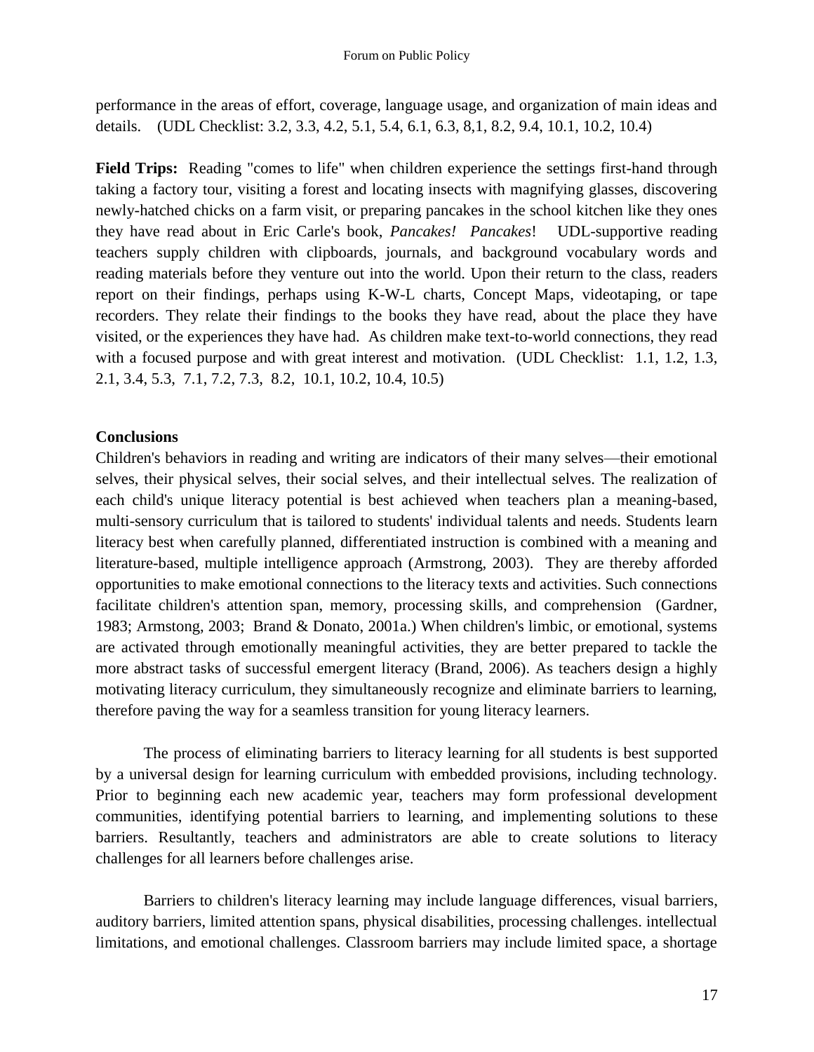performance in the areas of effort, coverage, language usage, and organization of main ideas and details. (UDL Checklist: 3.2, 3.3, 4.2, 5.1, 5.4, 6.1, 6.3, 8,1, 8.2, 9.4, 10.1, 10.2, 10.4)

**Field Trips:** Reading "comes to life" when children experience the settings first-hand through taking a factory tour, visiting a forest and locating insects with magnifying glasses, discovering newly-hatched chicks on a farm visit, or preparing pancakes in the school kitchen like they ones they have read about in Eric Carle's book, *Pancakes! Pancakes*! UDL-supportive reading teachers supply children with clipboards, journals, and background vocabulary words and reading materials before they venture out into the world. Upon their return to the class, readers report on their findings, perhaps using K-W-L charts, Concept Maps, videotaping, or tape recorders. They relate their findings to the books they have read, about the place they have visited, or the experiences they have had. As children make text-to-world connections, they read with a focused purpose and with great interest and motivation. (UDL Checklist: 1.1, 1.2, 1.3, 2.1, 3.4, 5.3, 7.1, 7.2, 7.3, 8.2, 10.1, 10.2, 10.4, 10.5)

## Conclusions

Children's behaviors in reading and writing are indicators of their many selves—their emotional selves, their physical selves, their social selves, and their intellectual selves. The realization of each child's unique literacy potential is best achieved when teachers plan a meaning-based, multi-sensory curriculum that is tailored to students' individual talents and needs. Students learn literacy best when carefully planned, differentiated instruction is combined with a meaning and literature-based, multiple intelligence approach (Armstrong, 2003). They are thereby afforded opportunities to make emotional connections to the literacy texts and activities. Such connections facilitate children's attention span, memory, processing skills, and comprehension (Gardner, 1983; Armstong, 2003; Brand & Donato, 2001a.) When children's limbic, or emotional, systems are activated through emotionally meaningful activities, they are better prepared to tackle the more abstract tasks of successful emergent literacy (Brand, 2006). As teachers design a highly motivating literacy curriculum, they simultaneously recognize and eliminate barriers to learning, therefore paving the way for a seamless transition for young literacy learners.

The process of eliminating barriers to literacy learning for all students is best supported by a universal design for learning curriculum with embedded provisions, including technology. Prior to beginning each new academic year, teachers may form professional development communities, identifying potential barriers to learning, and implementing solutions to these barriers. Resultantly, teachers and administrators are able to create solutions to literacy challenges for all learners before challenges arise.

Barriers to children's literacy learning may include language differences, visual barriers, auditory barriers, limited attention spans, physical disabilities, processing challenges. intellectual limitations, and emotional challenges. Classroom barriers may include limited space, a shortage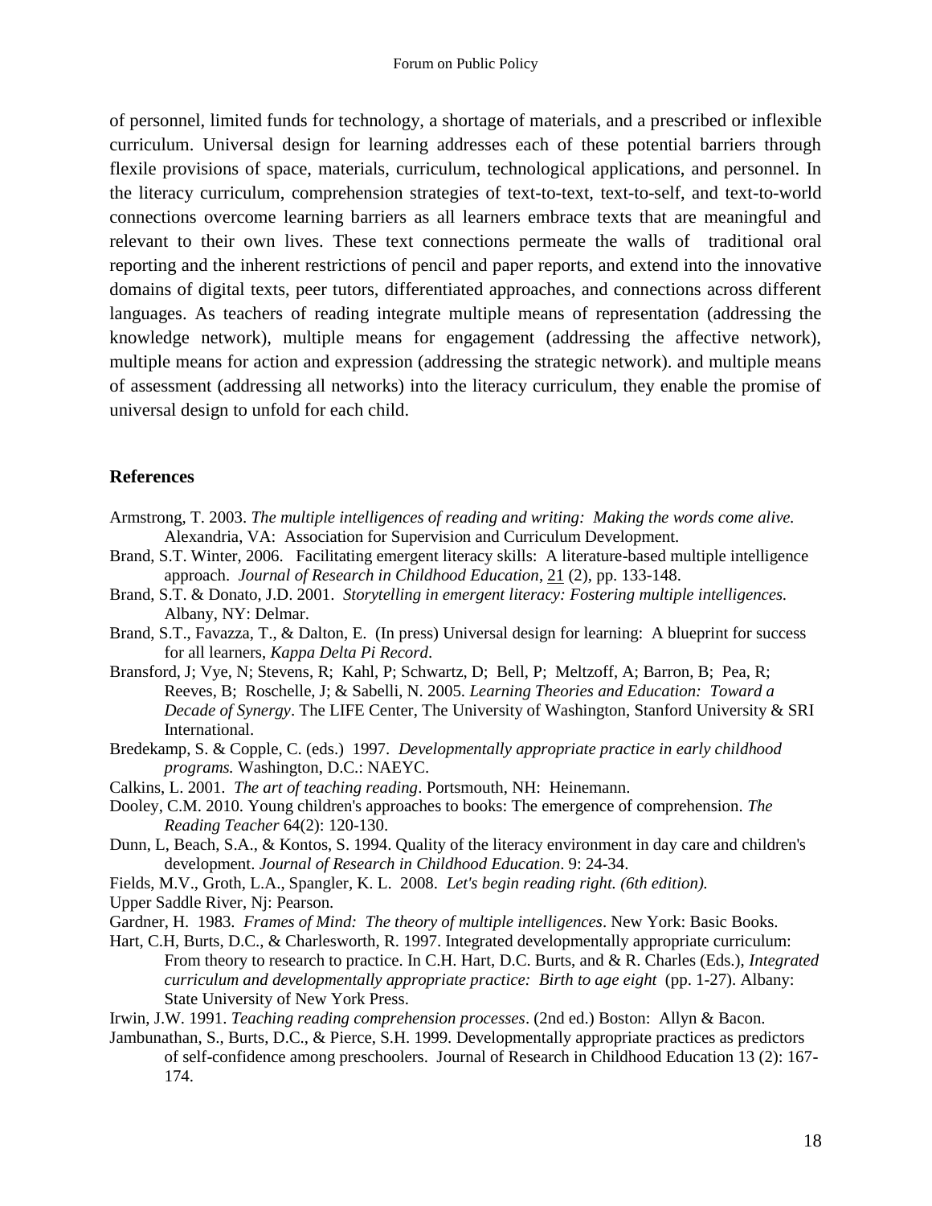of personnel, limited funds for technology, a shortage of materials, and a prescribed or inflexible curriculum. Universal design for learning addresses each of these potential barriers through flexile provisions of space, materials, curriculum, technological applications, and personnel. In the literacy curriculum, comprehension strategies of text-to-text, text-to-self, and text-to-world connections overcome learning barriers as all learners embrace texts that are meaningful and relevant to their own lives. These text connections permeate the walls of traditional oral reporting and the inherent restrictions of pencil and paper reports, and extend into the innovative domains of digital texts, peer tutors, differentiated approaches, and connections across different languages. As teachers of reading integrate multiple means of representation (addressing the knowledge network), multiple means for engagement (addressing the affective network), multiple means for action and expression (addressing the strategic network). and multiple means of assessment (addressing all networks) into the literacy curriculum, they enable the promise of universal design to unfold for each child.

## References

Armstrong, T. 2003. *The multiple intelligences of reading and writing: Making the words come alive.* Alexandria, VA: Association for Supervision and Curriculum Development.

Brand, S.T. Winter, 2006. Facilitating emergent literacy skills: A literature-based multiple intelligence approach. *Journal of Research in Childhood Education*, 21 (2), pp. 133-148.

Brand, S.T. & Donato, J.D. 2001. *Storytelling in emergent literacy: Fostering multiple intelligences.* Albany, NY: Delmar.

Brand, S.T., Favazza, T., & Dalton, E. (In press) Universal design for learning: A blueprint for success for all learners, *Kappa Delta Pi Record*.

Bransford, J; Vye, N; Stevens, R; Kahl, P; Schwartz, D; Bell, P; Meltzoff, A; Barron, B; Pea, R; Reeves, B; Roschelle, J; & Sabelli, N. 2005. *Learning Theories and Education: Toward a Decade of Synergy*. The LIFE Center, The University of Washington, Stanford University & SRI International.

Bredekamp, S. & Copple, C. (eds.) 1997. *Developmentally appropriate practice in early childhood programs.* Washington, D.C.: NAEYC.

Calkins, L. 2001. *The art of teaching reading*. Portsmouth, NH: Heinemann.

Dooley, C.M. 2010. Young children's approaches to books: The emergence of comprehension. *The Reading Teacher* 64(2): 120-130.

Dunn, L, Beach, S.A., & Kontos, S. 1994. Quality of the literacy environment in day care and children's development. *Journal of Research in Childhood Education*. 9: 24-34.

Fields, M.V., Groth, L.A., Spangler, K. L. 2008. *Let's begin reading right. (6th edition).* Upper Saddle River, Nj: Pearson.

Gardner, H. 1983. *Frames of Mind: The theory of multiple intelligences*. New York: Basic Books.

Hart, C.H, Burts, D.C., & Charlesworth, R. 1997. Integrated developmentally appropriate curriculum: From theory to research to practice. In C.H. Hart, D.C. Burts, and & R. Charles (Eds.), *Integrated curriculum and developmentally appropriate practice: Birth to age eight* (pp. 1-27). Albany: State University of New York Press.

Irwin, J.W. 1991. *Teaching reading comprehension processes*. (2nd ed.) Boston: Allyn & Bacon.

Jambunathan, S., Burts, D.C., & Pierce, S.H. 1999. Developmentally appropriate practices as predictors of self-confidence among preschoolers. Journal of Research in Childhood Education 13 (2): 167-174.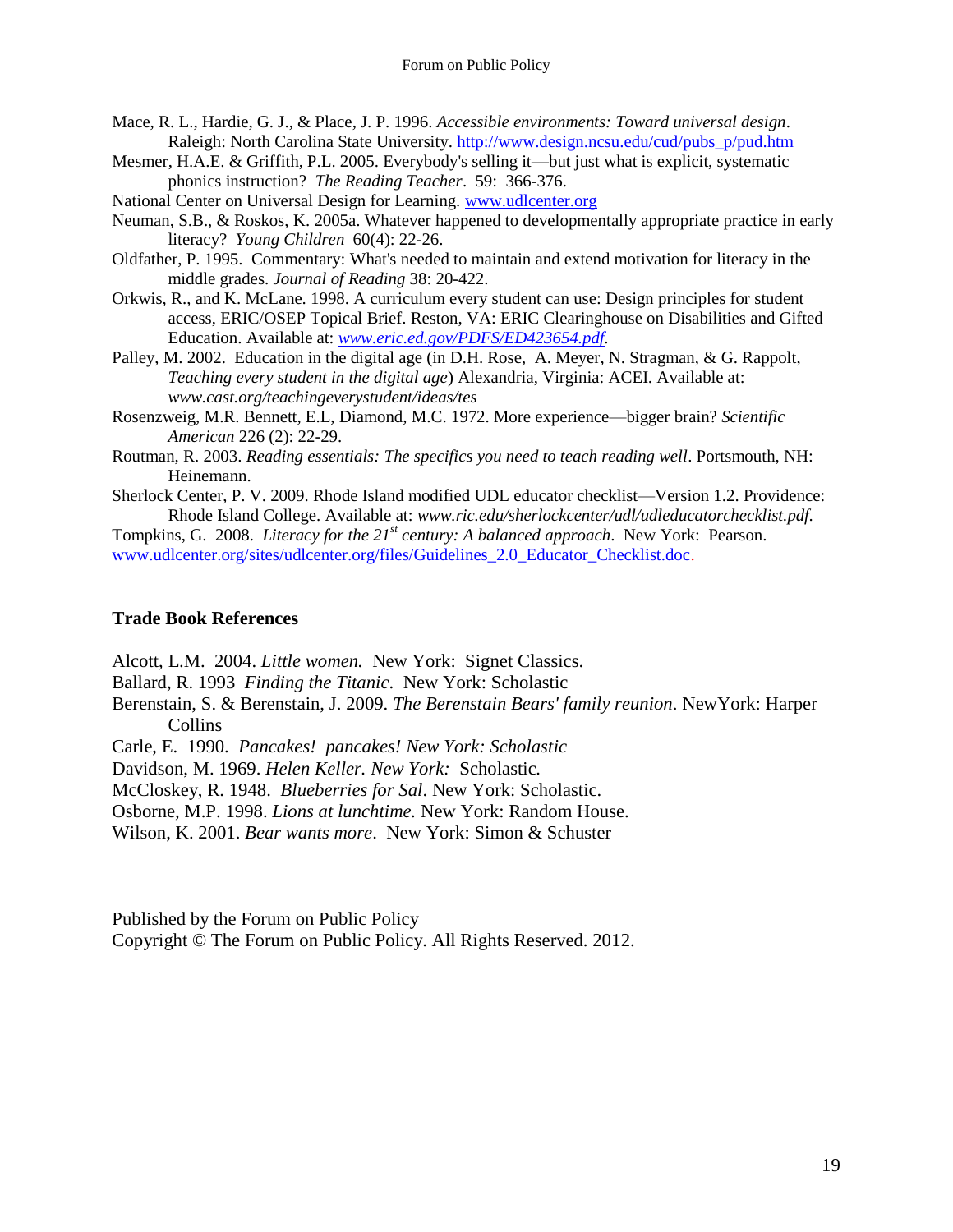Mace, R. L., Hardie, G. J., & Place, J. P. 1996. *Accessible environments: Toward universal design*. Raleigh: North Carolina State University. http://www.design.ncsu.edu/cud/pubs_p/pud.htm

Mesmer, H.A.E. & Griffith, P.L. 2005. Everybody's selling it—but just what is explicit, systematic phonics instruction? *The Reading Teacher*. 59: 366-376.

National Center on Universal Design for Learning. www.udlcenter.org

Neuman, S.B., & Roskos, K. 2005a. Whatever happened to developmentally appropriate practice in early literacy? *Young Children* 60(4): 22-26.

Oldfather, P. 1995. Commentary: What's needed to maintain and extend motivation for literacy in the middle grades. *Journal of Reading* 38: 20-422.

Orkwis, R., and K. McLane. 1998. A curriculum every student can use: Design principles for student access, ERIC/OSEP Topical Brief. Reston, VA: ERIC Clearinghouse on Disabilities and Gifted Education. Available at: *www.eric.ed.gov/PDFS/ED423654.pdf.*

Palley, M. 2002. Education in the digital age (in D.H. Rose, A. Meyer, N. Stragman, & G. Rappolt, *Teaching every student in the digital age*) Alexandria, Virginia: ACEI. Available at: *www.cast.org/teachingeverystudent/ideas/tes*

Rosenzweig, M.R. Bennett, E.L, Diamond, M.C. 1972. More experience—bigger brain? *Scientific American* 226 (2): 22-29.

Routman, R. 2003. *Reading essentials: The specifics you need to teach reading well*. Portsmouth, NH: Heinemann.

Sherlock Center, P. V. 2009. Rhode Island modified UDL educator checklist—Version 1.2. Providence: Rhode Island College. Available at: *www.ric.edu/sherlockcenter/udl/udleducatorchecklist.pdf.*

Tompkins, G. 2008. *Literacy for the 21st century: A balanced approach*. New York: Pearson.

www.udlcenter.org/sites/udlcenter.org/files/Guidelines_2.0_Educator_Checklist.doc.

## Trade Book References

Alcott, L.M. 2004. *Little women.* New York: Signet Classics.

Ballard, R. 1993 *Finding the Titanic*. New York: Scholastic

Berenstain, S. & Berenstain, J. 2009. *The Berenstain Bears' family reunion*. NewYork: Harper Collins

Carle, E. 1990. *Pancakes! pancakes! New York: Scholastic*

Davidson, M. 1969. *Helen Keller. New York:* Scholastic.

McCloskey, R. 1948. *Blueberries for Sal*. New York: Scholastic.

Osborne, M.P. 1998. *Lions at lunchtime.* New York: Random House.

Wilson, K. 2001. *Bear wants more*. New York: Simon & Schuster

Published by the Forum on Public Policy
Copyright © The Forum on Public Policy. All Rights Reserved. 2012.